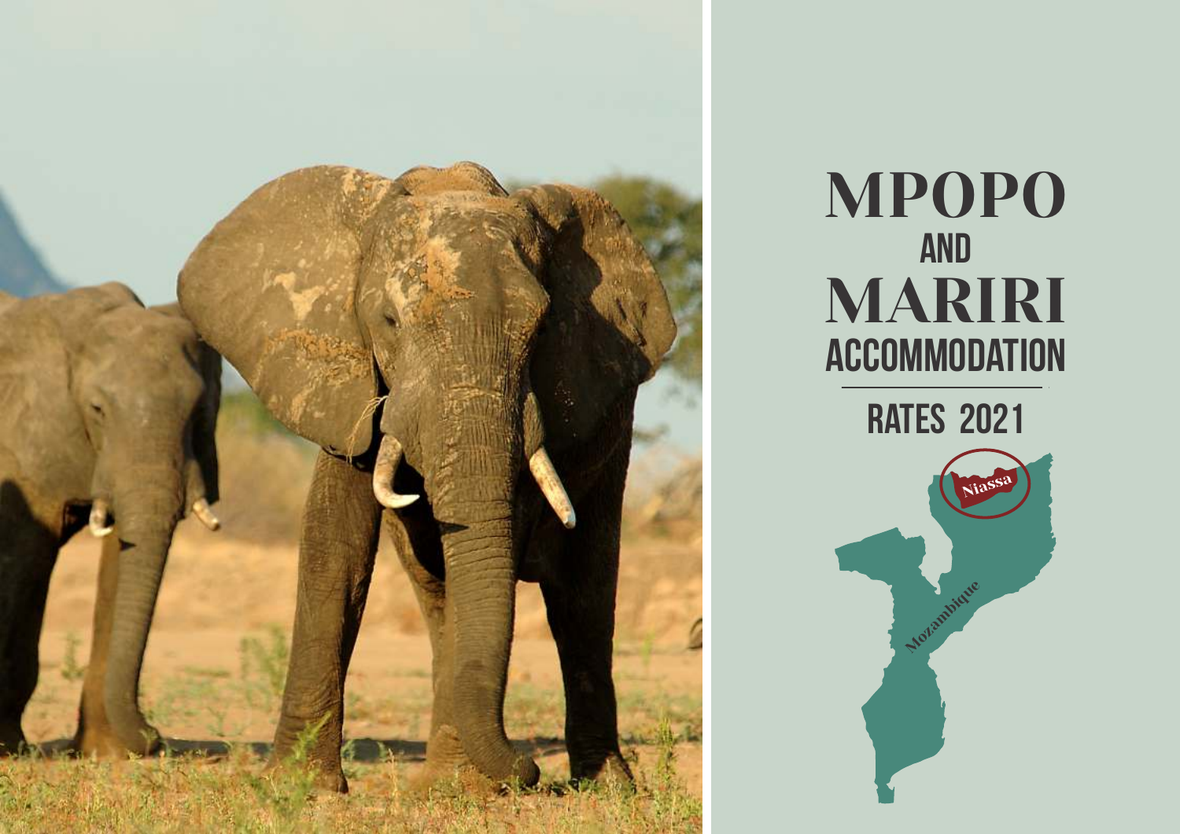# MPOPO AND MARIRI ACCOMMODATION

## RATES 2021

Niassa

Mozambique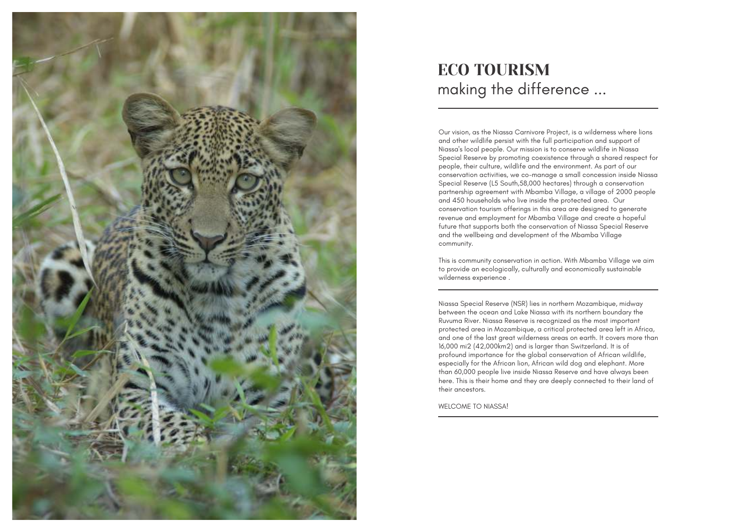# ECO TOURISM

## making the difference ...

Our vision, as the Niassa Carnivore Project, is a wilderness where lions and other wildlife persist with the full participation and support of Niassa's local people. Our mission is to conserve wildlife in Niassa Special Reserve by promoting coexistence through a shared respect for people, their culture, wildlife and the environment. As part of our conservation activities, we co-manage a small concession inside Niassa Special Reserve (L5 South,58,000 hectares) through a conservation partnership agreement with Mbamba Village, a village of 2000 people and 450 households who live inside the protected area. Our conservation tourism offerings in this area are designed to generate revenue and employment for Mbamba Village and create a hopeful future that supports both the conservation of Niassa Special Reserve and the wellbeing and development of the Mbamba Village community.

This is community conservation in action. With Mbamba Village we aim to provide an ecologically, culturally and economically sustainable wilderness experience .

---

Niassa Special Reserve (NSR) lies in northern Mozambique, midway between the ocean and Lake Niassa with its northern boundary the Ruvuma River. Niassa Reserve is recognized as the most important protected area in Mozambique, a critical protected area left in Africa, and one of the last great wilderness areas on earth. It covers more than 16,000 mi2 (42,000km2) and is larger than Switzerland. It is of profound importance for the global conservation of African wildlife, especially for the African lion, African wild dog and elephant. More than 60,000 people live inside Niassa Reserve and have always been here. This is their home and they are deeply connected to their land of their ancestors.

WELCOME TO NIASSA!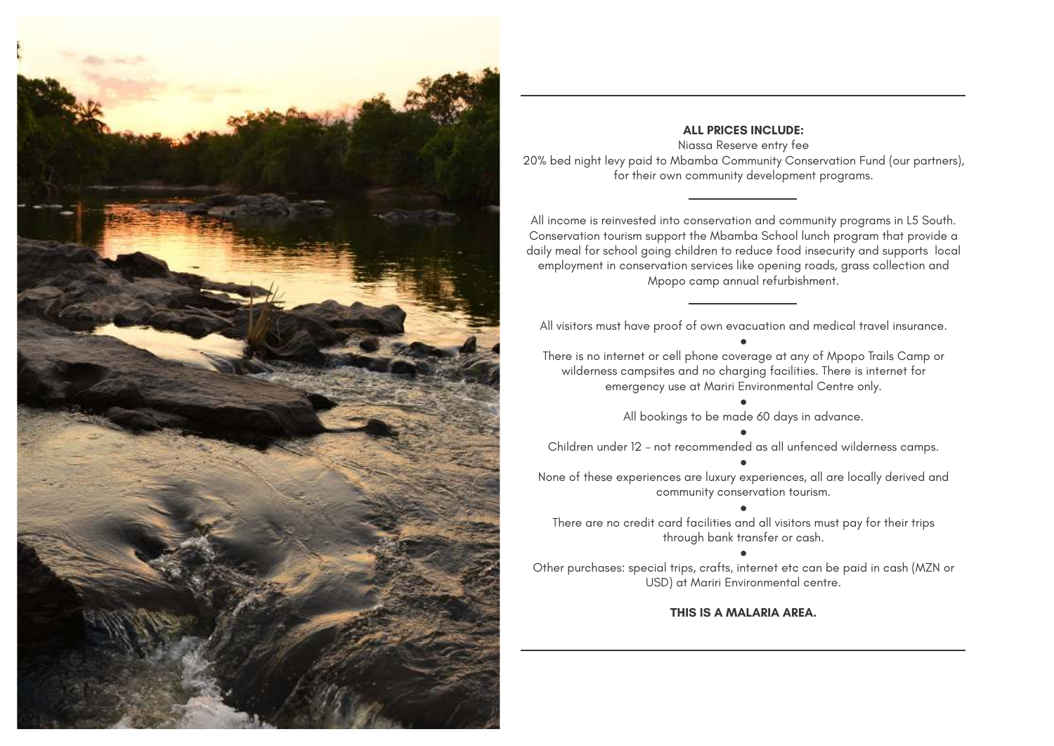**ALL PRICES INCLUDE:**

Niassa Reserve entry fee

20% bed night levy paid to Mbamba Community Conservation Fund (our partners), for their own community development programs.

---

All income is reinvested into conservation and community programs in L5 South. Conservation tourism support the Mbamba School lunch program that provide a daily meal for school going children to reduce food insecurity and supports local employment in conservation services like opening roads, grass collection and Mpopo camp annual refurbishment.

---

All visitors must have proof of own evacuation and medical travel insurance.

•

There is no internet or cell phone coverage at any of Mpopo Trails Camp or wilderness campsites and no charging facilities. There is internet for emergency use at Mariri Environmental Centre only.

•

All bookings to be made 60 days in advance.

•

Children under 12 - not recommended as all unfenced wilderness camps.

•

None of these experiences are luxury experiences, all are locally derived and community conservation tourism.

•

There are no credit card facilities and all visitors must pay for their trips through bank transfer or cash.

•

Other purchases: special trips, crafts, internet etc can be paid in cash (MZN or USD) at Mariri Environmental centre.

**THIS IS A MALARIA AREA.**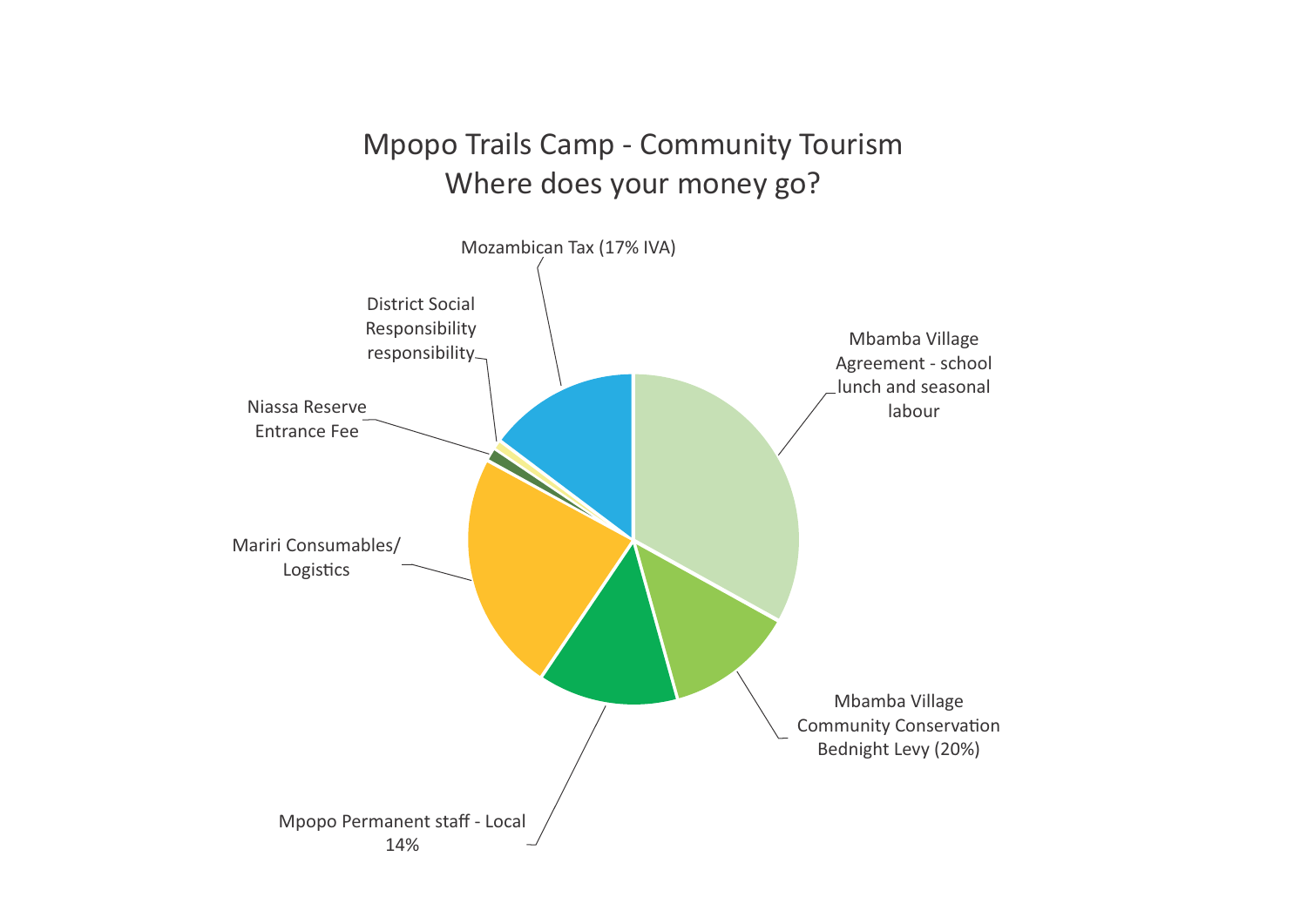# Mpopo Trails Camp - Community Tourism
## Where does your money go?

Mozambican Tax (17% IVA)

District Social Responsibility responsibility

Niassa Reserve Entrance Fee

Mbamba Village Agreement - school lunch and seasonal labour

Mariri Consumables/ Logistics

Mbamba Village Community Conservation Bednight Levy (20%)

Mpopo Permanent staff - Local 14%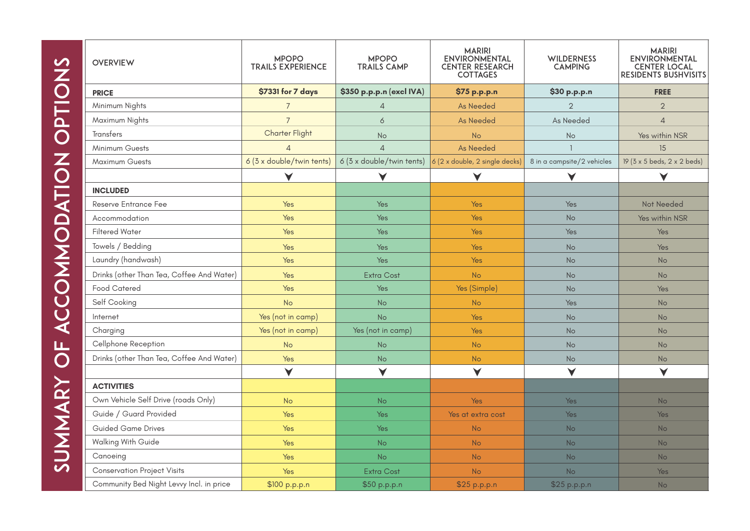# SUMMARY OF ACCOMMODATION OPTIONS

| OVERVIEW | MPOPO TRAILS EXPERIENCE | MPOPO TRAILS CAMP | MARIRI ENVIRONMENTAL CENTER RESEARCH COTTAGES | WILDERNESS CAMPING | MARIRI ENVIRONMENTAL CENTER LOCAL RESIDENTS BUSHVISITS |
|---|---|---|---|---|---|
| **PRICE** | **$7331 for 7 days** | **$350 p.p.p.n (excl IVA)** | **$75 p.p.p.n** | **$30 p.p.p.n** | **FREE** |
| Minimum Nights | 7 | 4 | As Needed | 2 | 2 |
| Maximum Nights | 7 | 6 | As Needed | As Needed | 4 |
| Transfers | Charter Flight | No | No | No | Yes within NSR |
| Minimum Guests | 4 | 4 | As Needed | 1 | 15 |
| Maximum Guests | 6 (3 x double/twin tents) | 6 (3 x double/twin tents) | 6 (2 x double, 2 single decks) | 8 in a campsite/2 vehicles | 19 (3 x 5 beds, 2 x 2 beds) |
| **INCLUDED** | | | | | |
| Reserve Entrance Fee | Yes | Yes | Yes | Yes | Not Needed |
| Accommodation | Yes | Yes | Yes | No | Yes within NSR |
| Filtered Water | Yes | Yes | Yes | Yes | Yes |
| Towels / Bedding | Yes | Yes | Yes | No | Yes |
| Laundry (handwash) | Yes | Yes | Yes | No | No |
| Drinks (other Than Tea, Coffee And Water) | Yes | Extra Cost | No | No | No |
| Food Catered | Yes | Yes | Yes (Simple) | No | Yes |
| Self Cooking | No | No | No | Yes | No |
| Internet | Yes (not in camp) | No | Yes | No | No |
| Charging | Yes (not in camp) | Yes (not in camp) | Yes | No | No |
| Cellphone Reception | No | No | No | No | No |
| Drinks (other Than Tea, Coffee And Water) | Yes | No | No | No | No |
| **ACTIVITIES** | | | | | |
| Own Vehicle Self Drive (roads Only) | No | No | Yes | Yes | No |
| Guide / Guard Provided | Yes | Yes | Yes at extra cost | Yes | Yes |
| Guided Game Drives | Yes | Yes | No | No | No |
| Walking With Guide | Yes | No | No | No | No |
| Canoeing | Yes | No | No | No | No |
| Conservation Project Visits | Yes | Extra Cost | No | No | Yes |
| Community Bed Night Levvy Incl. in price | $100 p.p.p.n | $50 p.p.p.n | $25 p.p.p.n | $25 p.p.p.n | No |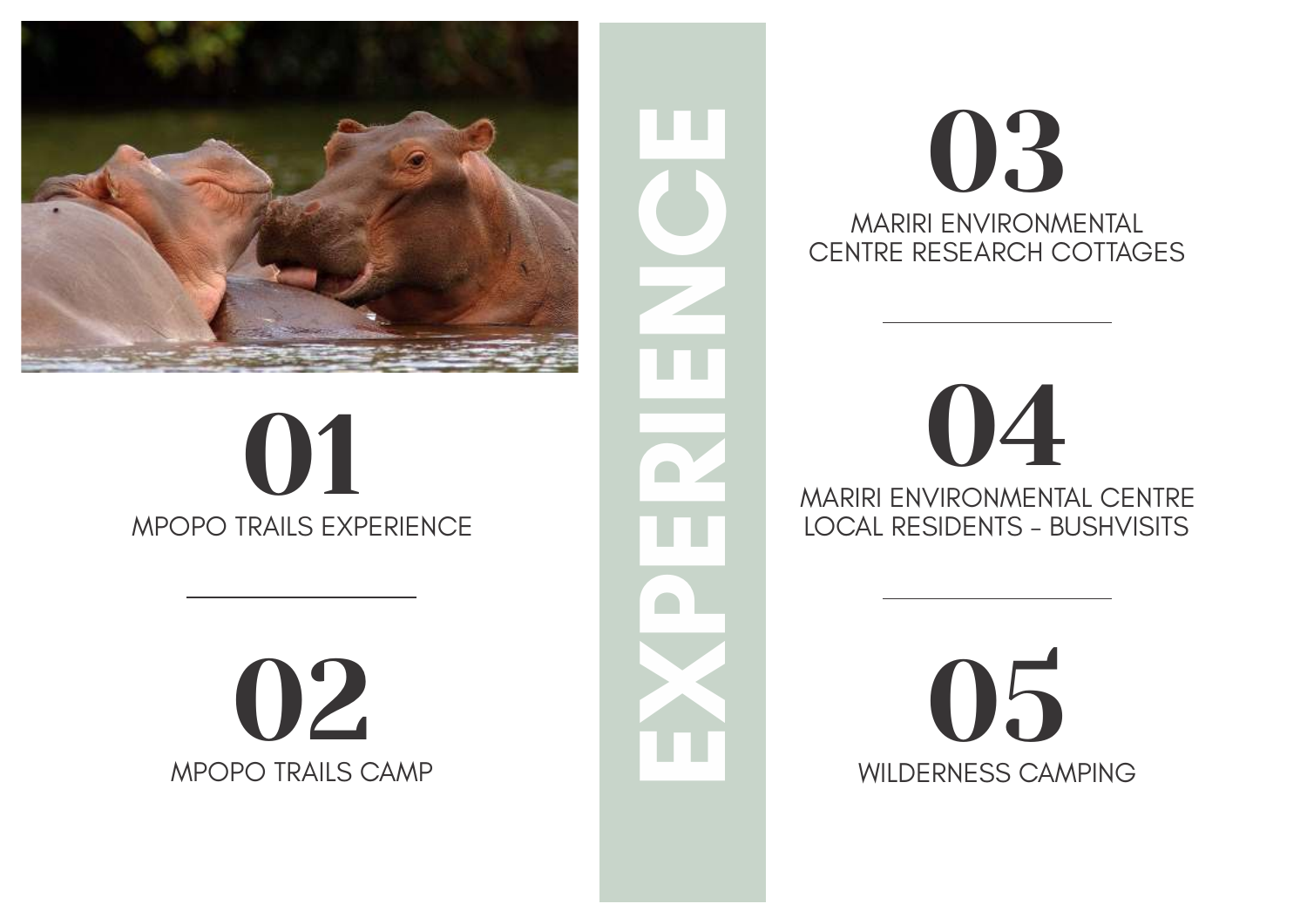# EXPERIENCE

## 01
MPOPO TRAILS EXPERIENCE

## 02
MPOPO TRAILS CAMP

## 03
MARIRI ENVIRONMENTAL CENTRE RESEARCH COTTAGES

## 04
MARIRI ENVIRONMENTAL CENTRE LOCAL RESIDENTS - BUSHVISITS

## 05
WILDERNESS CAMPING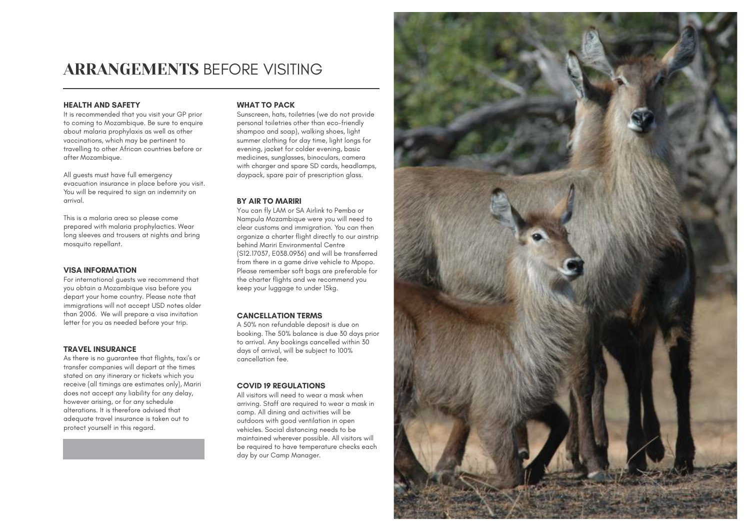# **ARRANGEMENTS** BEFORE VISITING

### HEALTH AND SAFETY

It is recommended that you visit your GP prior to coming to Mozambique. Be sure to enquire about malaria prophylaxis as well as other vaccinations, which may be pertinent to travelling to other African countries before or after Mozambique.

All guests must have full emergency evacuation insurance in place before you visit. You will be required to sign an indemnity on arrival.

This is a malaria area so please come prepared with malaria prophylactics. Wear long sleeves and trousers at nights and bring mosquito repellant.

### VISA INFORMATION

For international guests we recommend that you obtain a Mozambique visa before you depart your home country. Please note that immigrations will not accept USD notes older than 2006. We will prepare a visa invitation letter for you as needed before your trip.

### TRAVEL INSURANCE

As there is no guarantee that flights, taxi's or transfer companies will depart at the times stated on any itinerary or tickets which you receive (all timings are estimates only), Mariri does not accept any liability for any delay, however arising, or for any schedule alterations. It is therefore advised that adequate travel insurance is taken out to protect yourself in this regard.

### WHAT TO PACK

Sunscreen, hats, toiletries (we do not provide personal toiletries other than eco-friendly shampoo and soap), walking shoes, light summer clothing for day time, light longs for evening, jacket for colder evening, basic medicines, sunglasses, binoculars, camera with charger and spare SD cards, headlamps, daypack, spare pair of prescription glass.

### BY AIR TO MARIRI

You can fly LAM or SA Airlink to Pemba or Nampula Mozambique were you will need to clear customs and immigration. You can then organize a charter flight directly to our airstrip behind Mariri Environmental Centre (S12.17037, E038.0936) and will be transferred from there in a game drive vehicle to Mpopo. Please remember soft bags are preferable for the charter flights and we recommend you keep your luggage to under 15kg.

### CANCELLATION TERMS

A 50% non refundable deposit is due on booking. The 50% balance is due 30 days prior to arrival. Any bookings cancelled within 30 days of arrival, will be subject to 100% cancellation fee.

### COVID 19 REGULATIONS

All visitors will need to wear a mask when arriving. Staff are required to wear a mask in camp. All dining and activities will be outdoors with good ventilation in open vehicles. Social distancing needs to be maintained wherever possible. All visitors will be required to have temperature checks each day by our Camp Manager.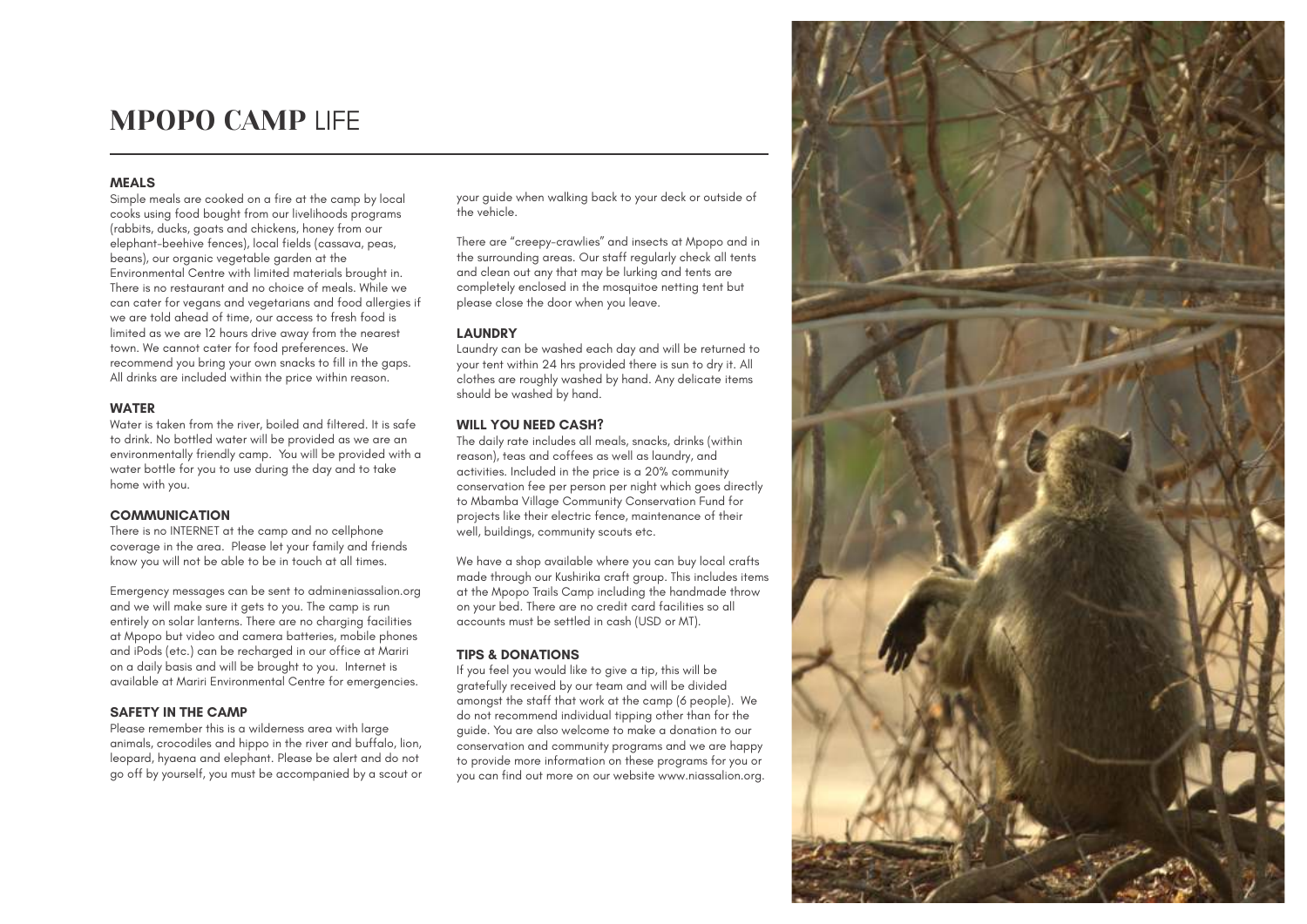# MPOPO CAMP LIFE

### MEALS

Simple meals are cooked on a fire at the camp by local cooks using food bought from our livelihoods programs (rabbits, ducks, goats and chickens, honey from our elephant-beehive fences), local fields (cassava, peas, beans), our organic vegetable garden at the Environmental Centre with limited materials brought in. There is no restaurant and no choice of meals. While we can cater for vegans and vegetarians and food allergies if we are told ahead of time, our access to fresh food is limited as we are 12 hours drive away from the nearest town. We cannot cater for food preferences. We recommend you bring your own snacks to fill in the gaps. All drinks are included within the price within reason.

### WATER

Water is taken from the river, boiled and filtered. It is safe to drink. No bottled water will be provided as we are an environmentally friendly camp. You will be provided with a water bottle for you to use during the day and to take home with you.

### COMMUNICATION

There is no INTERNET at the camp and no cellphone coverage in the area. Please let your family and friends know you will not be able to be in touch at all times.

Emergency messages can be sent to admin@niassalion.org and we will make sure it gets to you. The camp is run entirely on solar lanterns. There are no charging facilities at Mpopo but video and camera batteries, mobile phones and iPods (etc.) can be recharged in our office at Mariri on a daily basis and will be brought to you. Internet is available at Mariri Environmental Centre for emergencies.

### SAFETY IN THE CAMP

Please remember this is a wilderness area with large animals, crocodiles and hippo in the river and buffalo, lion, leopard, hyaena and elephant. Please be alert and do not go off by yourself, you must be accompanied by a scout or your guide when walking back to your deck or outside of the vehicle.

There are "creepy-crawlies" and insects at Mpopo and in the surrounding areas. Our staff regularly check all tents and clean out any that may be lurking and tents are completely enclosed in the mosquitoe netting tent but please close the door when you leave.

### LAUNDRY

Laundry can be washed each day and will be returned to your tent within 24 hrs provided there is sun to dry it. All clothes are roughly washed by hand. Any delicate items should be washed by hand.

### WILL YOU NEED CASH?

The daily rate includes all meals, snacks, drinks (within reason), teas and coffees as well as laundry, and activities. Included in the price is a 20% community conservation fee per person per night which goes directly to Mbamba Village Community Conservation Fund for projects like their electric fence, maintenance of their well, buildings, community scouts etc.

We have a shop available where you can buy local crafts made through our Kushirika craft group. This includes items at the Mpopo Trails Camp including the handmade throw on your bed. There are no credit card facilities so all accounts must be settled in cash (USD or MT).

### TIPS & DONATIONS

If you feel you would like to give a tip, this will be gratefully received by our team and will be divided amongst the staff that work at the camp (6 people). We do not recommend individual tipping other than for the guide. You are also welcome to make a donation to our conservation and community programs and we are happy to provide more information on these programs for you or you can find out more on our website www.niassalion.org.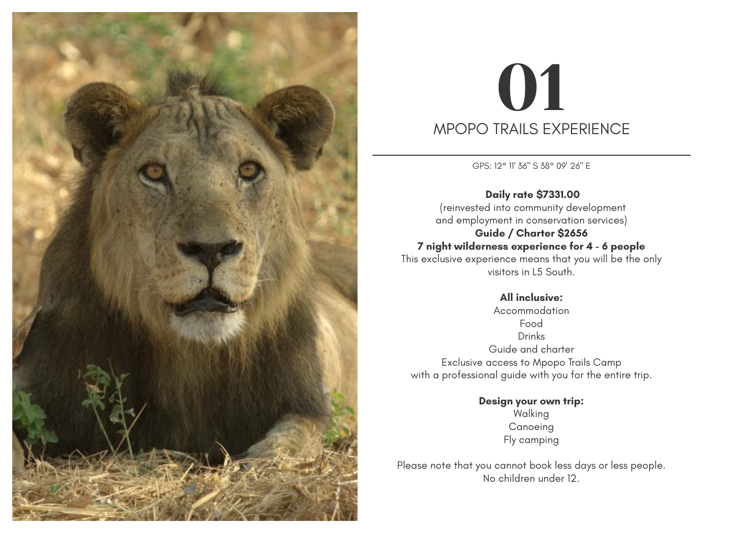# 01

## MPOPO TRAILS EXPERIENCE

GPS: 12° 11' 36" S 38° 09' 26" E

**Daily rate $7331.00**
(reinvested into community development
and employment in conservation services)
**Guide / Charter $2656**
**7 night wilderness experience for 4 - 6 people**
This exclusive experience means that you will be the only visitors in L5 South.

**All inclusive:**
Accommodation
Food
Drinks
Guide and charter
Exclusive access to Mpopo Trails Camp
with a professional guide with you for the entire trip.

**Design your own trip:**
Walking
Canoeing
Fly camping

Please note that you cannot book less days or less people.
No children under 12.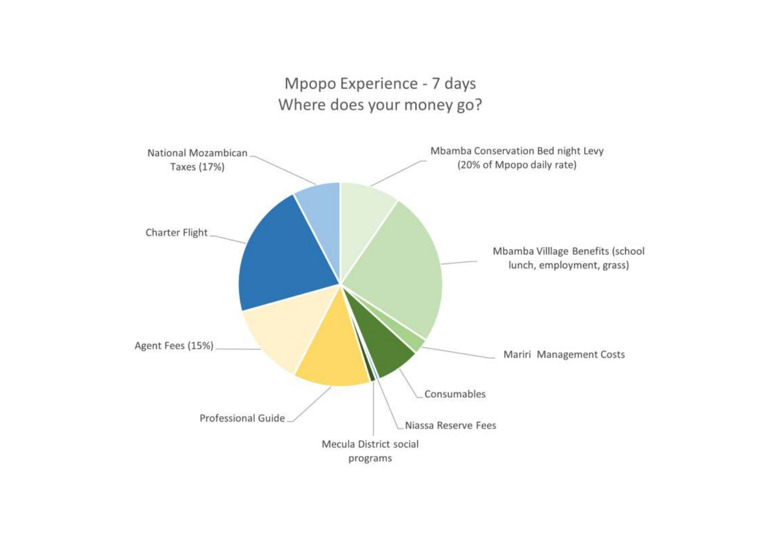Mpopo Experience - 7 days
Where does your money go?

- National Mozambican Taxes (17%)
- Mbamba Conservation Bed night Levy (20% of Mpopo daily rate)
- Charter Flight
- Mbamba Villlage Benefits (school lunch, employment, grass)
- Agent Fees (15%)
- Mariri Management Costs
- Consumables
- Professional Guide
- Niassa Reserve Fees
- Mecula District social programs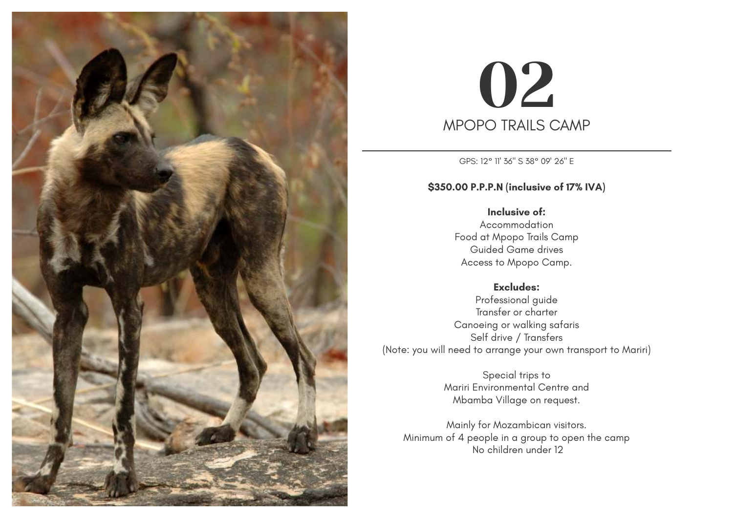# 02

## MPOPO TRAILS CAMP

GPS: 12° 11' 36" S 38° 09' 26" E

**$350.00 P.P.P.N (inclusive of 17% IVA)**

**Inclusive of:**

Accommodation
Food at Mpopo Trails Camp
Guided Game drives
Access to Mpopo Camp.

**Excludes:**

Professional guide
Transfer or charter
Canoeing or walking safaris
Self drive / Transfers
(Note: you will need to arrange your own transport to Mariri)

Special trips to
Mariri Environmental Centre and
Mbamba Village on request.

Mainly for Mozambican visitors.
Minimum of 4 people in a group to open the camp
No children under 12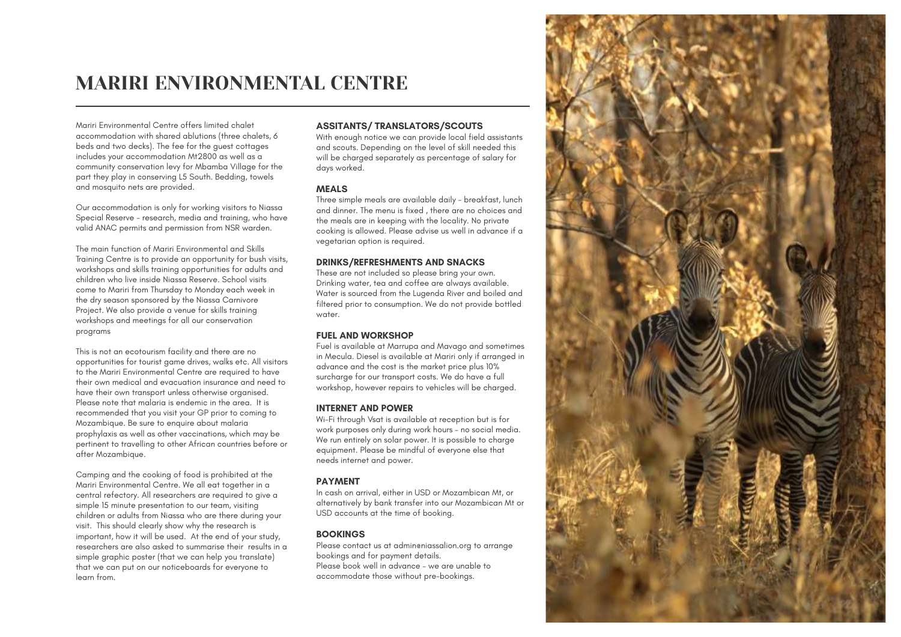# MARIRI ENVIRONMENTAL CENTRE

Mariri Environmental Centre offers limited chalet accommodation with shared ablutions (three chalets, 6 beds and two decks). The fee for the guest cottages includes your accommodation Mt2800 as well as a community conservation levy for Mbamba Village for the part they play in conserving L5 South. Bedding, towels and mosquito nets are provided.

Our accommodation is only for working visitors to Niassa Special Reserve - research, media and training, who have valid ANAC permits and permission from NSR warden.

The main function of Mariri Environmental and Skills Training Centre is to provide an opportunity for bush visits, workshops and skills training opportunities for adults and children who live inside Niassa Reserve. School visits come to Mariri from Thursday to Monday each week in the dry season sponsored by the Niassa Carnivore Project. We also provide a venue for skills training workshops and meetings for all our conservation programs

This is not an ecotourism facility and there are no opportunities for tourist game drives, walks etc. All visitors to the Mariri Environmental Centre are required to have their own medical and evacuation insurance and need to have their own transport unless otherwise organised. Please note that malaria is endemic in the area. It is recommended that you visit your GP prior to coming to Mozambique. Be sure to enquire about malaria prophylaxis as well as other vaccinations, which may be pertinent to travelling to other African countries before or after Mozambique.

Camping and the cooking of food is prohibited at the Mariri Environmental Centre. We all eat together in a central refectory. All researchers are required to give a simple 15 minute presentation to our team, visiting children or adults from Niassa who are there during your visit. This should clearly show why the research is important, how it will be used. At the end of your study, researchers are also asked to summarise their results in a simple graphic poster (that we can help you translate) that we can put on our noticeboards for everyone to learn from.

### ASSITANTS/ TRANSLATORS/SCOUTS

With enough notice we can provide local field assistants and scouts. Depending on the level of skill needed this will be charged separately as percentage of salary for days worked.

### MEALS

Three simple meals are available daily - breakfast, lunch and dinner. The menu is fixed , there are no choices and the meals are in keeping with the locality. No private cooking is allowed. Please advise us well in advance if a vegetarian option is required.

### DRINKS/REFRESHMENTS AND SNACKS

These are not included so please bring your own. Drinking water, tea and coffee are always available. Water is sourced from the Lugenda River and boiled and filtered prior to consumption. We do not provide bottled water.

### FUEL AND WORKSHOP

Fuel is available at Marrupa and Mavago and sometimes in Mecula. Diesel is available at Mariri only if arranged in advance and the cost is the market price plus 10% surcharge for our transport costs. We do have a full workshop, however repairs to vehicles will be charged.

### INTERNET AND POWER

Wi-Fi through Vsat is available at reception but is for work purposes only during work hours - no social media. We run entirely on solar power. It is possible to charge equipment. Please be mindful of everyone else that needs internet and power.

### PAYMENT

In cash on arrival, either in USD or Mozambican Mt, or alternatively by bank transfer into our Mozambican Mt or USD accounts at the time of booking.

### BOOKINGS

Please contact us at admin@niassalion.org to arrange bookings and for payment details.
Please book well in advance - we are unable to accommodate those without pre-bookings.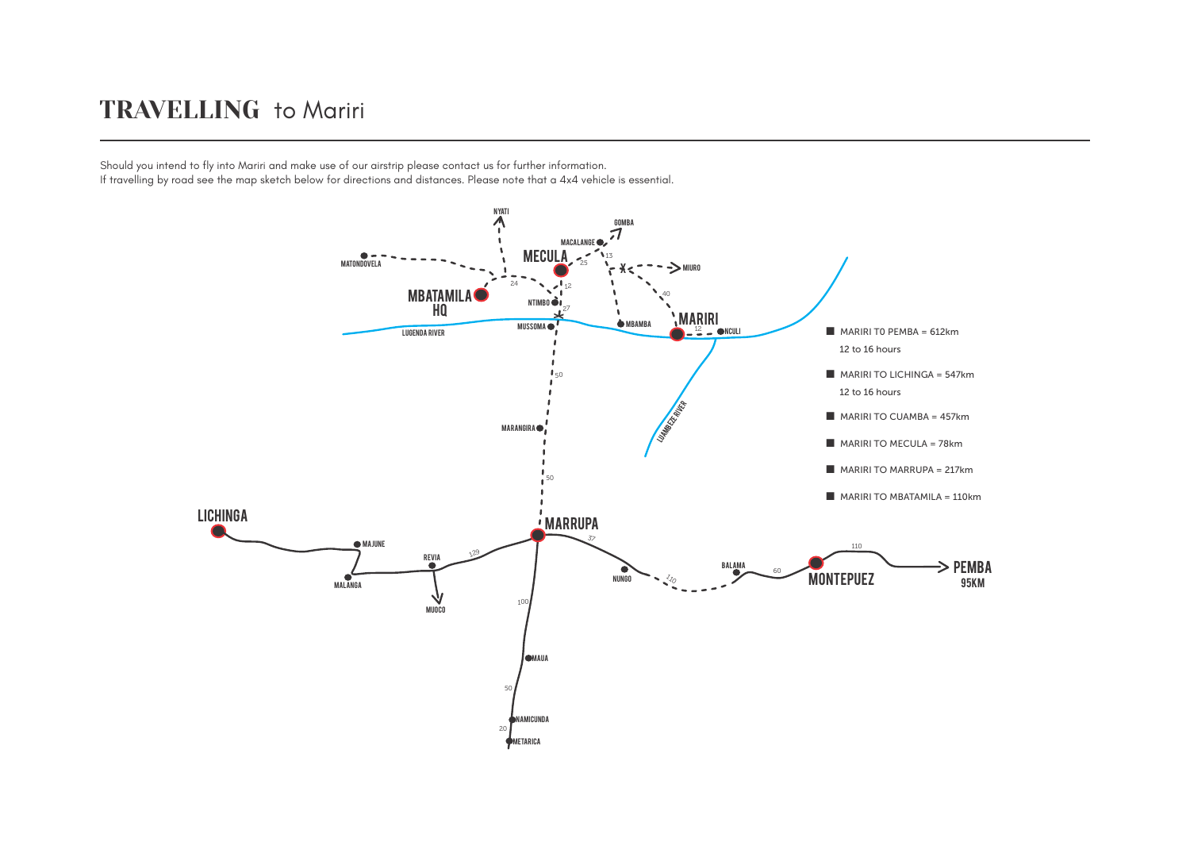# TRAVELLING to Mariri

Should you intend to fly into Mariri and make use of our airstrip please contact us for further information.
If travelling by road see the map sketch below for directions and distances. Please note that a 4x4 vehicle is essential.

- MARIRI T0 PEMBA = 612km
  12 to 16 hours
- MARIRI TO LICHINGA = 547km
  12 to 16 hours
- MARIRI TO CUAMBA = 457km
- MARIRI TO MECULA = 78km
- MARIRI TO MARRUPA = 217km
- MARIRI TO MBATAMILA = 110km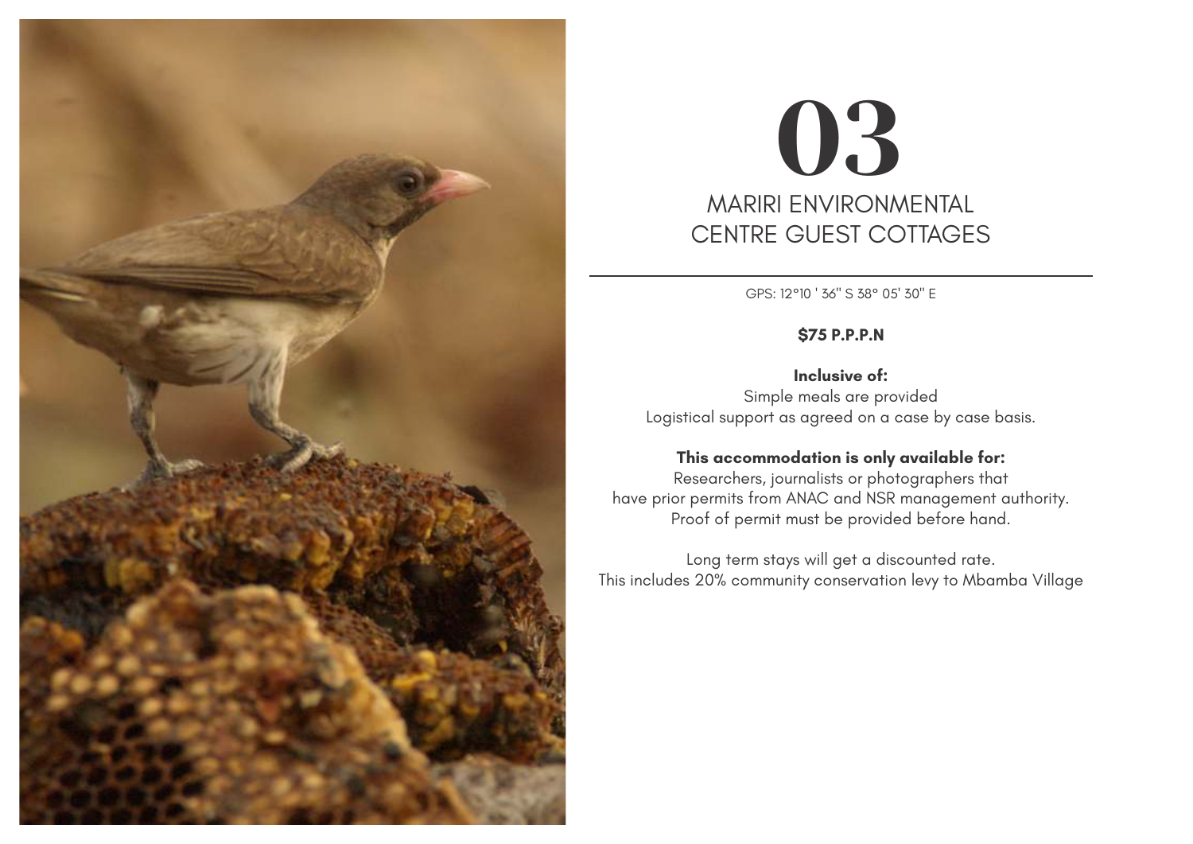# 03

## MARIRI ENVIRONMENTAL CENTRE GUEST COTTAGES

GPS: 12°10 ' 36" S 38° 05' 30" E

**$75 P.P.P.N**

**Inclusive of:**
Simple meals are provided
Logistical support as agreed on a case by case basis.

**This accommodation is only available for:**
Researchers, journalists or photographers that have prior permits from ANAC and NSR management authority. Proof of permit must be provided before hand.

Long term stays will get a discounted rate.
This includes 20% community conservation levy to Mbamba Village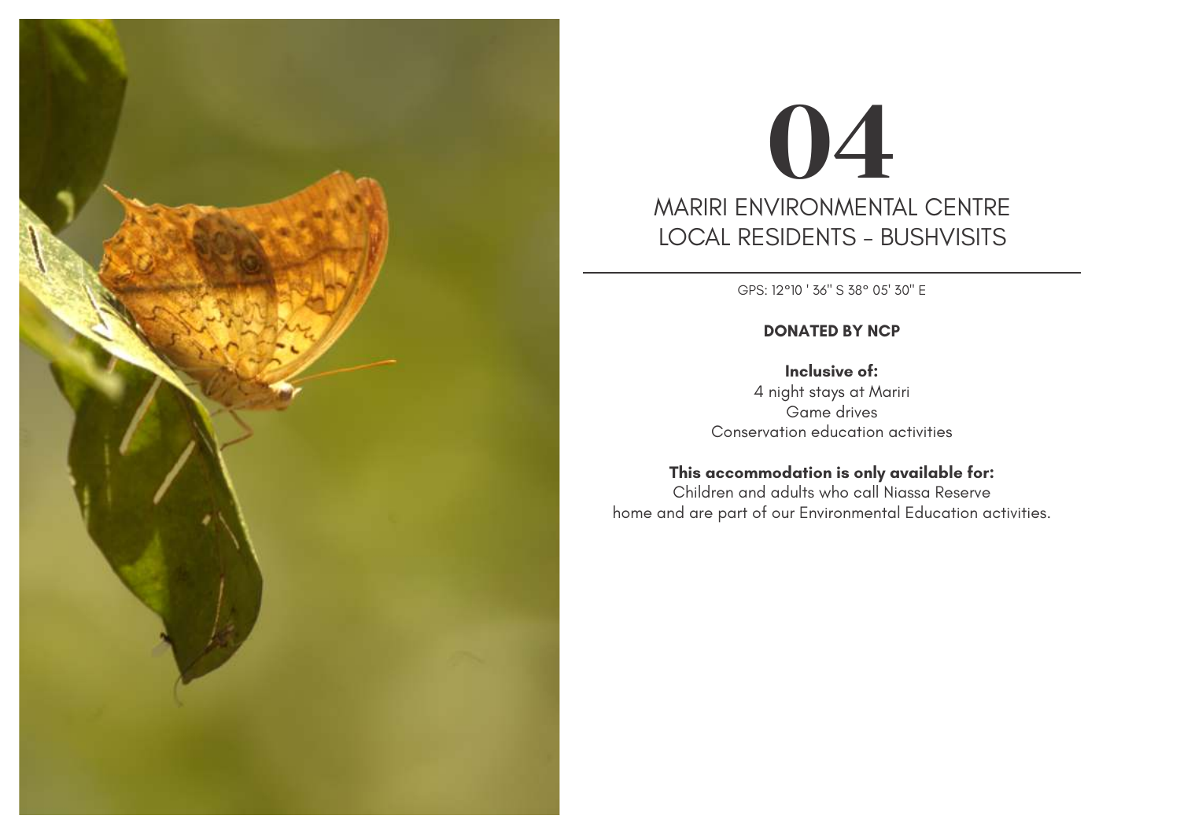# 04

## MARIRI ENVIRONMENTAL CENTRE
## LOCAL RESIDENTS - BUSHVISITS

GPS: 12°10 ' 36'' S 38° 05' 30'' E

**DONATED BY NCP**

**Inclusive of:**
4 night stays at Mariri
Game drives
Conservation education activities

**This accommodation is only available for:**
Children and adults who call Niassa Reserve home and are part of our Environmental Education activities.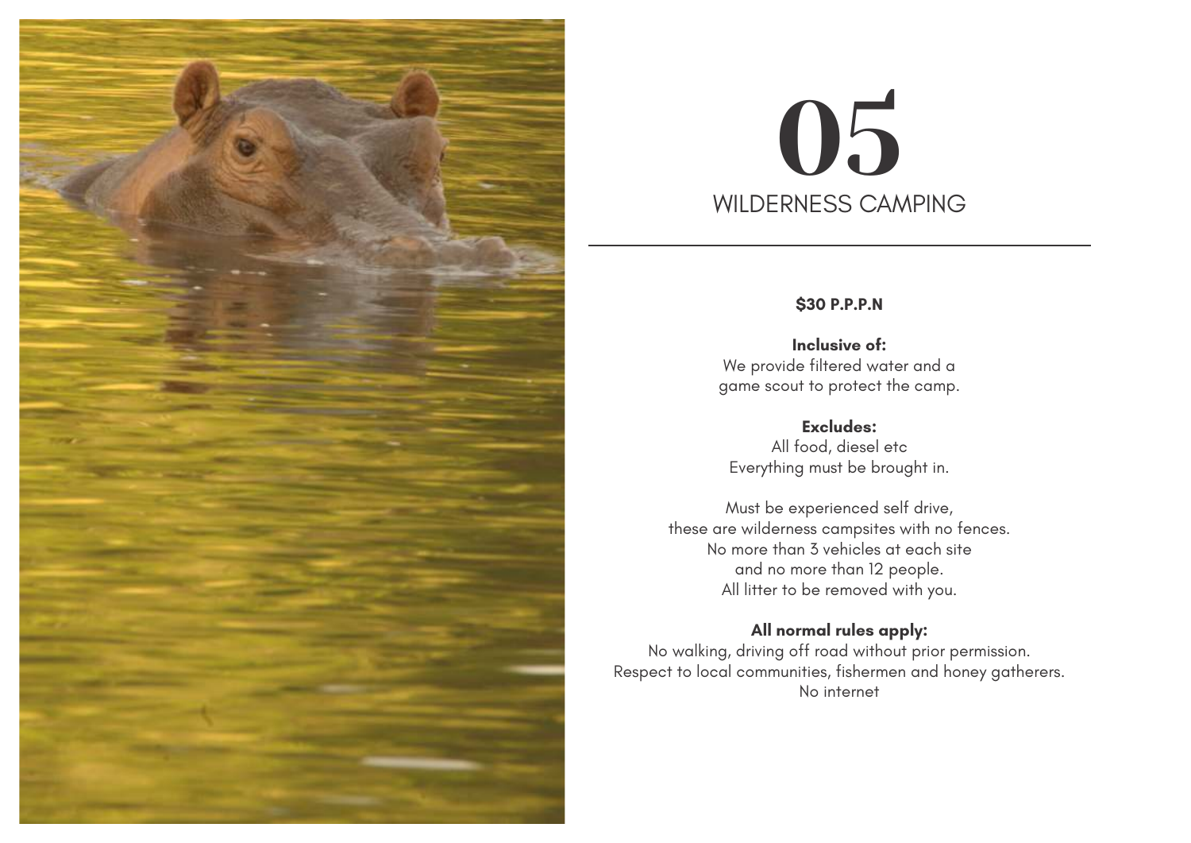# 05

## WILDERNESS CAMPING

**$30 P.P.P.N**

**Inclusive of:**
We provide filtered water and a game scout to protect the camp.

**Excludes:**
All food, diesel etc
Everything must be brought in.

Must be experienced self drive, these are wilderness campsites with no fences.
No more than 3 vehicles at each site and no more than 12 people.
All litter to be removed with you.

**All normal rules apply:**
No walking, driving off road without prior permission.
Respect to local communities, fishermen and honey gatherers.
No internet